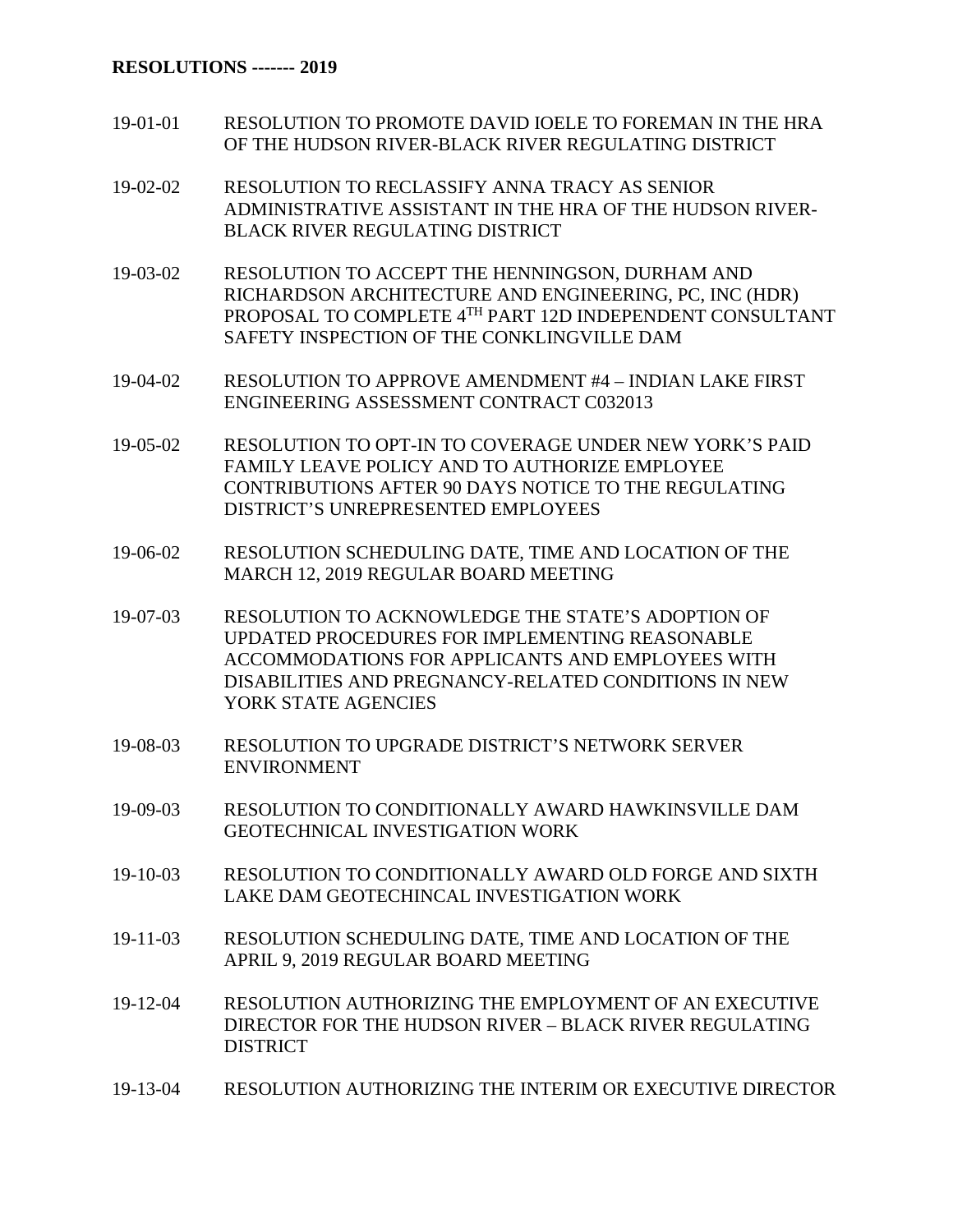**RESOLUTIONS ------- 2019**

| | |
|---|---|
| 19-01-01 | RESOLUTION TO PROMOTE DAVID IOELE TO FOREMAN IN THE HRA OF THE HUDSON RIVER-BLACK RIVER REGULATING DISTRICT |
| 19-02-02 | RESOLUTION TO RECLASSIFY ANNA TRACY AS SENIOR ADMINISTRATIVE ASSISTANT IN THE HRA OF THE HUDSON RIVER-BLACK RIVER REGULATING DISTRICT |
| 19-03-02 | RESOLUTION TO ACCEPT THE HENNINGSON, DURHAM AND RICHARDSON ARCHITECTURE AND ENGINEERING, PC, INC (HDR) PROPOSAL TO COMPLETE 4TH PART 12D INDEPENDENT CONSULTANT SAFETY INSPECTION OF THE CONKLINGVILLE DAM |
| 19-04-02 | RESOLUTION TO APPROVE AMENDMENT #4 – INDIAN LAKE FIRST ENGINEERING ASSESSMENT CONTRACT C032013 |
| 19-05-02 | RESOLUTION TO OPT-IN TO COVERAGE UNDER NEW YORK'S PAID FAMILY LEAVE POLICY AND TO AUTHORIZE EMPLOYEE CONTRIBUTIONS AFTER 90 DAYS NOTICE TO THE REGULATING DISTRICT'S UNREPRESENTED EMPLOYEES |
| 19-06-02 | RESOLUTION SCHEDULING DATE, TIME AND LOCATION OF THE MARCH 12, 2019 REGULAR BOARD MEETING |
| 19-07-03 | RESOLUTION TO ACKNOWLEDGE THE STATE'S ADOPTION OF UPDATED PROCEDURES FOR IMPLEMENTING REASONABLE ACCOMMODATIONS FOR APPLICANTS AND EMPLOYEES WITH DISABILITIES AND PREGNANCY-RELATED CONDITIONS IN NEW YORK STATE AGENCIES |
| 19-08-03 | RESOLUTION TO UPGRADE DISTRICT'S NETWORK SERVER ENVIRONMENT |
| 19-09-03 | RESOLUTION TO CONDITIONALLY AWARD HAWKINSVILLE DAM GEOTECHNICAL INVESTIGATION WORK |
| 19-10-03 | RESOLUTION TO CONDITIONALLY AWARD OLD FORGE AND SIXTH LAKE DAM GEOTECHINCAL INVESTIGATION WORK |
| 19-11-03 | RESOLUTION SCHEDULING DATE, TIME AND LOCATION OF THE APRIL 9, 2019 REGULAR BOARD MEETING |
| 19-12-04 | RESOLUTION AUTHORIZING THE EMPLOYMENT OF AN EXECUTIVE DIRECTOR FOR THE HUDSON RIVER – BLACK RIVER REGULATING DISTRICT |
| 19-13-04 | RESOLUTION AUTHORIZING THE INTERIM OR EXECUTIVE DIRECTOR |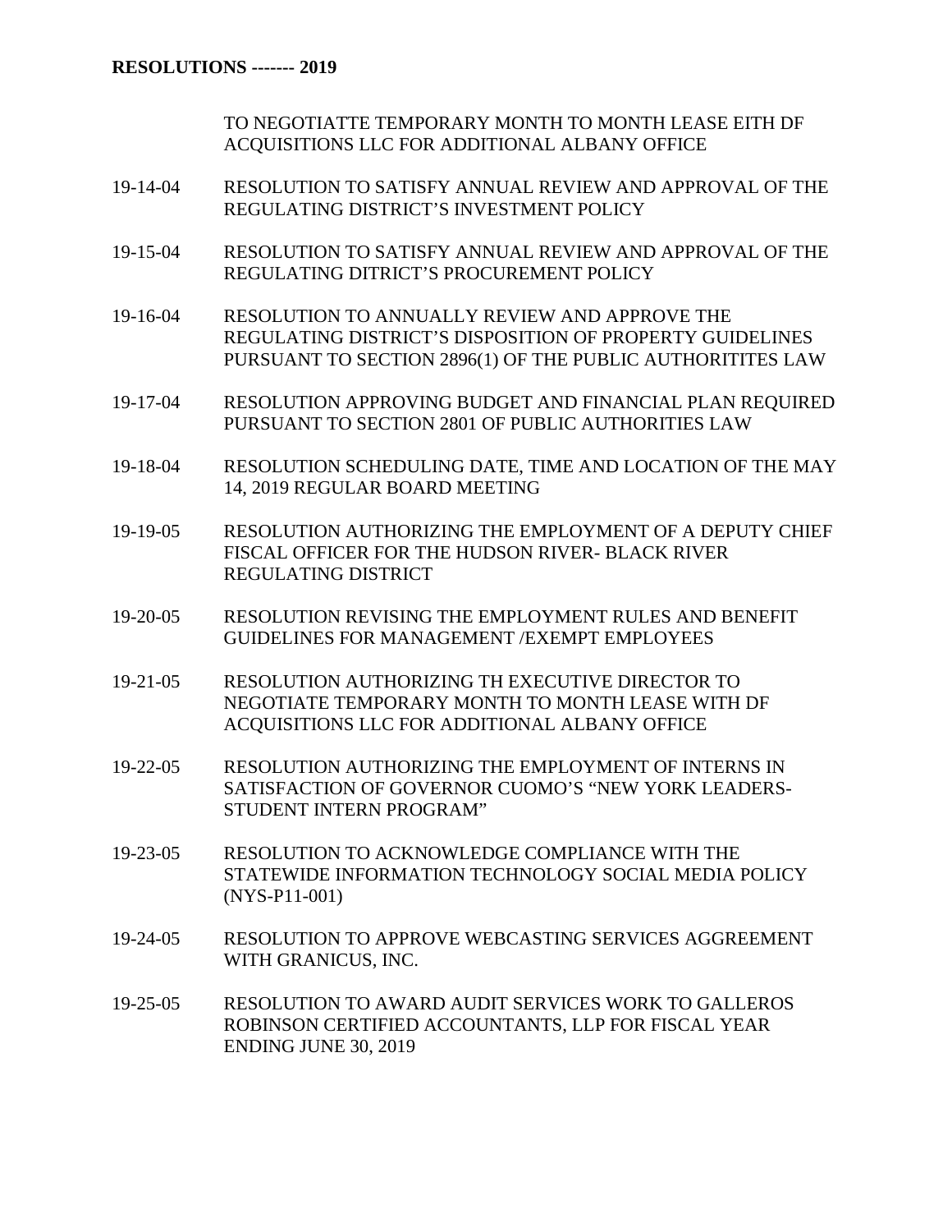**RESOLUTIONS ------- 2019**

TO NEGOTIATTE TEMPORARY MONTH TO MONTH LEASE EITH DF ACQUISITIONS LLC FOR ADDITIONAL ALBANY OFFICE

19-14-04 RESOLUTION TO SATISFY ANNUAL REVIEW AND APPROVAL OF THE REGULATING DISTRICT'S INVESTMENT POLICY

19-15-04 RESOLUTION TO SATISFY ANNUAL REVIEW AND APPROVAL OF THE REGULATING DITRICT'S PROCUREMENT POLICY

19-16-04 RESOLUTION TO ANNUALLY REVIEW AND APPROVE THE REGULATING DISTRICT'S DISPOSITION OF PROPERTY GUIDELINES PURSUANT TO SECTION 2896(1) OF THE PUBLIC AUTHORITITES LAW

19-17-04 RESOLUTION APPROVING BUDGET AND FINANCIAL PLAN REQUIRED PURSUANT TO SECTION 2801 OF PUBLIC AUTHORITIES LAW

19-18-04 RESOLUTION SCHEDULING DATE, TIME AND LOCATION OF THE MAY 14, 2019 REGULAR BOARD MEETING

19-19-05 RESOLUTION AUTHORIZING THE EMPLOYMENT OF A DEPUTY CHIEF FISCAL OFFICER FOR THE HUDSON RIVER- BLACK RIVER REGULATING DISTRICT

19-20-05 RESOLUTION REVISING THE EMPLOYMENT RULES AND BENEFIT GUIDELINES FOR MANAGEMENT /EXEMPT EMPLOYEES

19-21-05 RESOLUTION AUTHORIZING TH EXECUTIVE DIRECTOR TO NEGOTIATE TEMPORARY MONTH TO MONTH LEASE WITH DF ACQUISITIONS LLC FOR ADDITIONAL ALBANY OFFICE

19-22-05 RESOLUTION AUTHORIZING THE EMPLOYMENT OF INTERNS IN SATISFACTION OF GOVERNOR CUOMO'S "NEW YORK LEADERS-STUDENT INTERN PROGRAM"

19-23-05 RESOLUTION TO ACKNOWLEDGE COMPLIANCE WITH THE STATEWIDE INFORMATION TECHNOLOGY SOCIAL MEDIA POLICY (NYS-P11-001)

19-24-05 RESOLUTION TO APPROVE WEBCASTING SERVICES AGGREEMENT WITH GRANICUS, INC.

19-25-05 RESOLUTION TO AWARD AUDIT SERVICES WORK TO GALLEROS ROBINSON CERTIFIED ACCOUNTANTS, LLP FOR FISCAL YEAR ENDING JUNE 30, 2019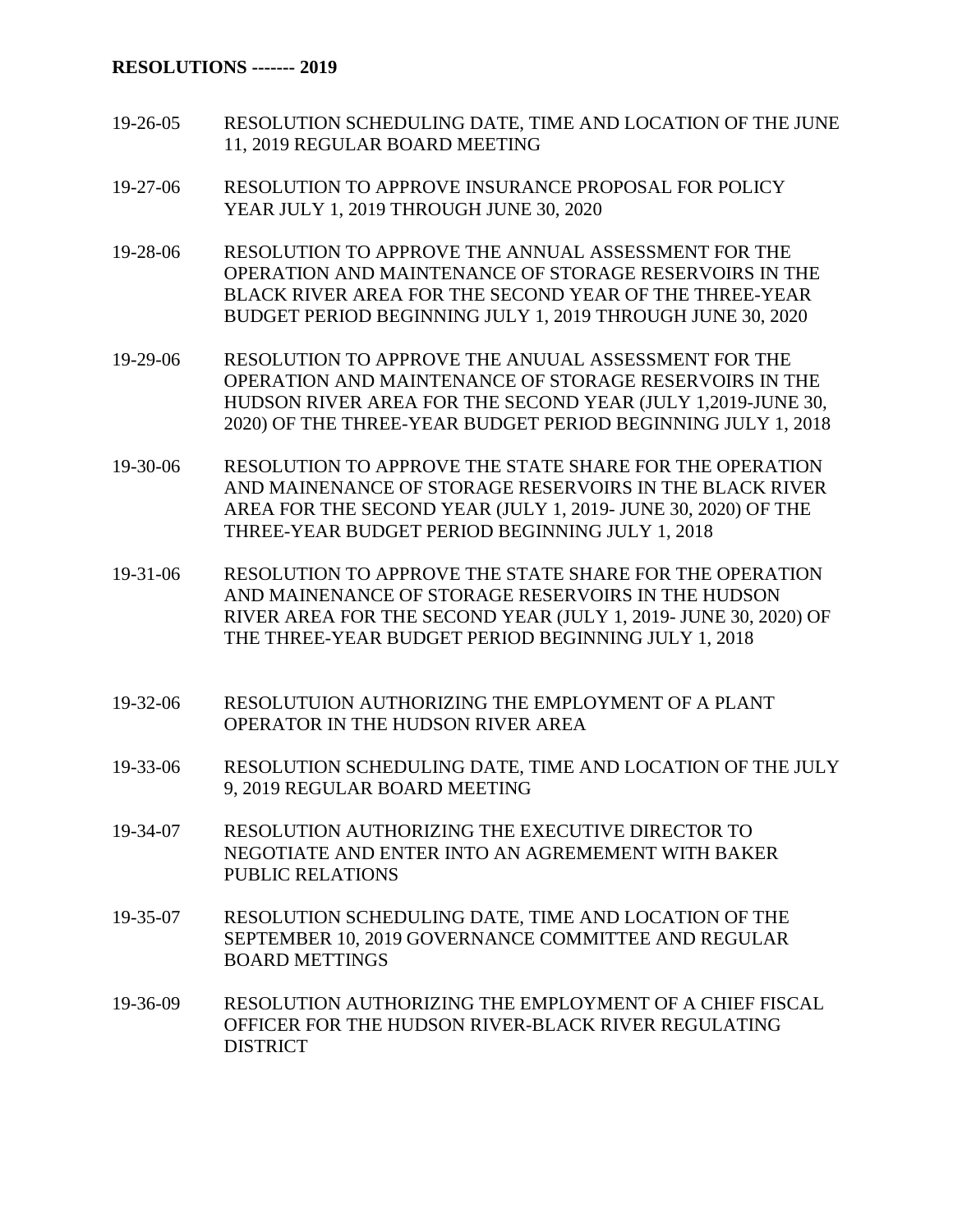**RESOLUTIONS ------- 2019**

19-26-05 RESOLUTION SCHEDULING DATE, TIME AND LOCATION OF THE JUNE 11, 2019 REGULAR BOARD MEETING

19-27-06 RESOLUTION TO APPROVE INSURANCE PROPOSAL FOR POLICY YEAR JULY 1, 2019 THROUGH JUNE 30, 2020

19-28-06 RESOLUTION TO APPROVE THE ANNUAL ASSESSMENT FOR THE OPERATION AND MAINTENANCE OF STORAGE RESERVOIRS IN THE BLACK RIVER AREA FOR THE SECOND YEAR OF THE THREE-YEAR BUDGET PERIOD BEGINNING JULY 1, 2019 THROUGH JUNE 30, 2020

19-29-06 RESOLUTION TO APPROVE THE ANUUAL ASSESSMENT FOR THE OPERATION AND MAINTENANCE OF STORAGE RESERVOIRS IN THE HUDSON RIVER AREA FOR THE SECOND YEAR (JULY 1,2019-JUNE 30, 2020) OF THE THREE-YEAR BUDGET PERIOD BEGINNING JULY 1, 2018

19-30-06 RESOLUTION TO APPROVE THE STATE SHARE FOR THE OPERATION AND MAINENANCE OF STORAGE RESERVOIRS IN THE BLACK RIVER AREA FOR THE SECOND YEAR (JULY 1, 2019- JUNE 30, 2020) OF THE THREE-YEAR BUDGET PERIOD BEGINNING JULY 1, 2018

19-31-06 RESOLUTION TO APPROVE THE STATE SHARE FOR THE OPERATION AND MAINENANCE OF STORAGE RESERVOIRS IN THE HUDSON RIVER AREA FOR THE SECOND YEAR (JULY 1, 2019- JUNE 30, 2020) OF THE THREE-YEAR BUDGET PERIOD BEGINNING JULY 1, 2018

19-32-06 RESOLUTUION AUTHORIZING THE EMPLOYMENT OF A PLANT OPERATOR IN THE HUDSON RIVER AREA

19-33-06 RESOLUTION SCHEDULING DATE, TIME AND LOCATION OF THE JULY 9, 2019 REGULAR BOARD MEETING

19-34-07 RESOLUTION AUTHORIZING THE EXECUTIVE DIRECTOR TO NEGOTIATE AND ENTER INTO AN AGREMEMENT WITH BAKER PUBLIC RELATIONS

19-35-07 RESOLUTION SCHEDULING DATE, TIME AND LOCATION OF THE SEPTEMBER 10, 2019 GOVERNANCE COMMITTEE AND REGULAR BOARD METTINGS

19-36-09 RESOLUTION AUTHORIZING THE EMPLOYMENT OF A CHIEF FISCAL OFFICER FOR THE HUDSON RIVER-BLACK RIVER REGULATING DISTRICT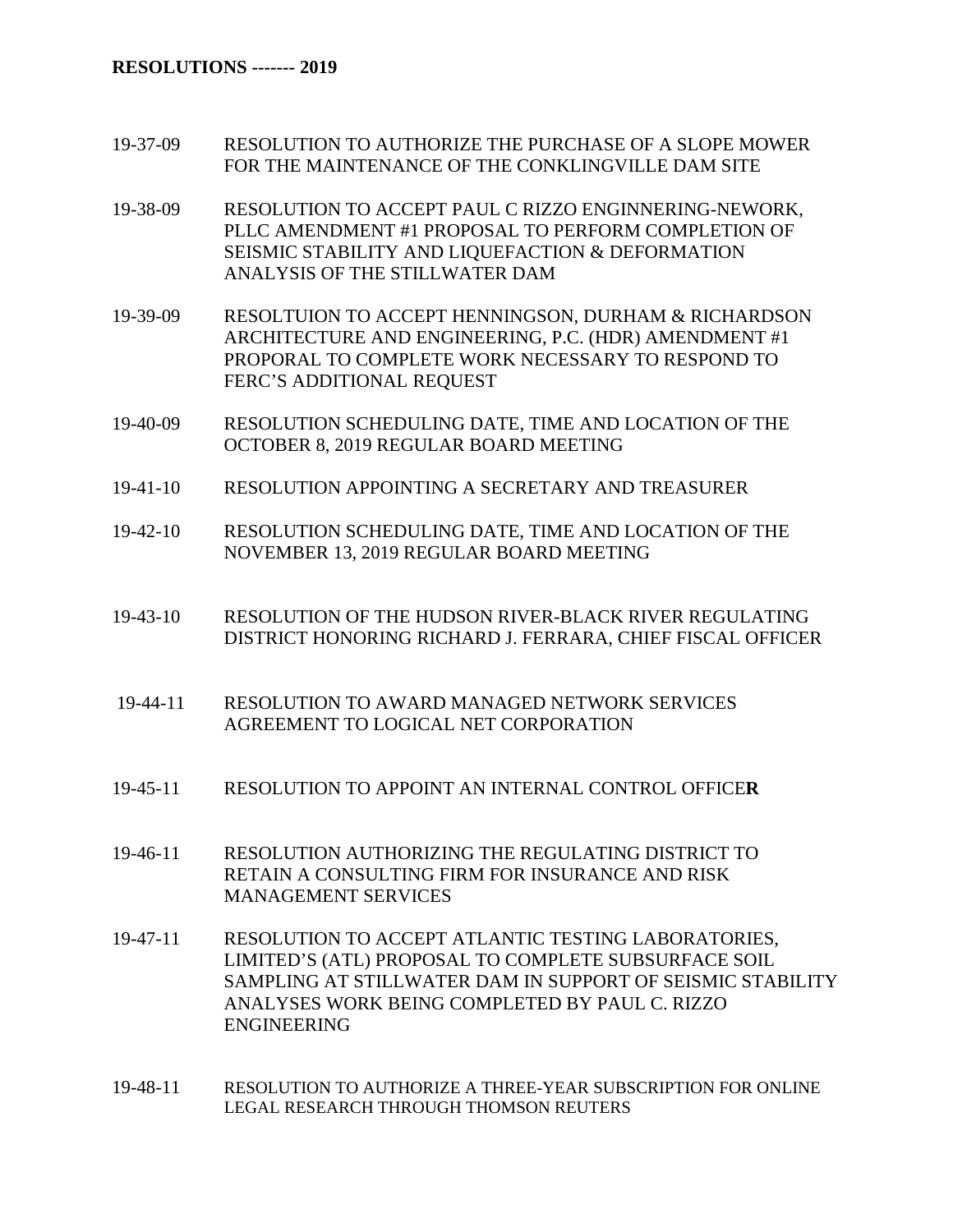**RESOLUTIONS ------- 2019**

| | |
|---|---|
| 19-37-09 | RESOLUTION TO AUTHORIZE THE PURCHASE OF A SLOPE MOWER FOR THE MAINTENANCE OF THE CONKLINGVILLE DAM SITE |
| 19-38-09 | RESOLUTION TO ACCEPT PAUL C RIZZO ENGINNERING-NEWORK, PLLC AMENDMENT #1 PROPOSAL TO PERFORM COMPLETION OF SEISMIC STABILITY AND LIQUEFACTION & DEFORMATION ANALYSIS OF THE STILLWATER DAM |
| 19-39-09 | RESOLTUION TO ACCEPT HENNINGSON, DURHAM & RICHARDSON ARCHITECTURE AND ENGINEERING, P.C. (HDR) AMENDMENT #1 PROPORAL TO COMPLETE WORK NECESSARY TO RESPOND TO FERC'S ADDITIONAL REQUEST |
| 19-40-09 | RESOLUTION SCHEDULING DATE, TIME AND LOCATION OF THE OCTOBER 8, 2019 REGULAR BOARD MEETING |
| 19-41-10 | RESOLUTION APPOINTING A SECRETARY AND TREASURER |
| 19-42-10 | RESOLUTION SCHEDULING DATE, TIME AND LOCATION OF THE NOVEMBER 13, 2019 REGULAR BOARD MEETING |
| 19-43-10 | RESOLUTION OF THE HUDSON RIVER-BLACK RIVER REGULATING DISTRICT HONORING RICHARD J. FERRARA, CHIEF FISCAL OFFICER |
| 19-44-11 | RESOLUTION TO AWARD MANAGED NETWORK SERVICES AGREEMENT TO LOGICAL NET CORPORATION |
| 19-45-11 | RESOLUTION TO APPOINT AN INTERNAL CONTROL OFFICE**R** |
| 19-46-11 | RESOLUTION AUTHORIZING THE REGULATING DISTRICT TO RETAIN A CONSULTING FIRM FOR INSURANCE AND RISK MANAGEMENT SERVICES |
| 19-47-11 | RESOLUTION TO ACCEPT ATLANTIC TESTING LABORATORIES, LIMITED'S (ATL) PROPOSAL TO COMPLETE SUBSURFACE SOIL SAMPLING AT STILLWATER DAM IN SUPPORT OF SEISMIC STABILITY ANALYSES WORK BEING COMPLETED BY PAUL C. RIZZO ENGINEERING |
| 19-48-11 | RESOLUTION TO AUTHORIZE A THREE-YEAR SUBSCRIPTION FOR ONLINE LEGAL RESEARCH THROUGH THOMSON REUTERS |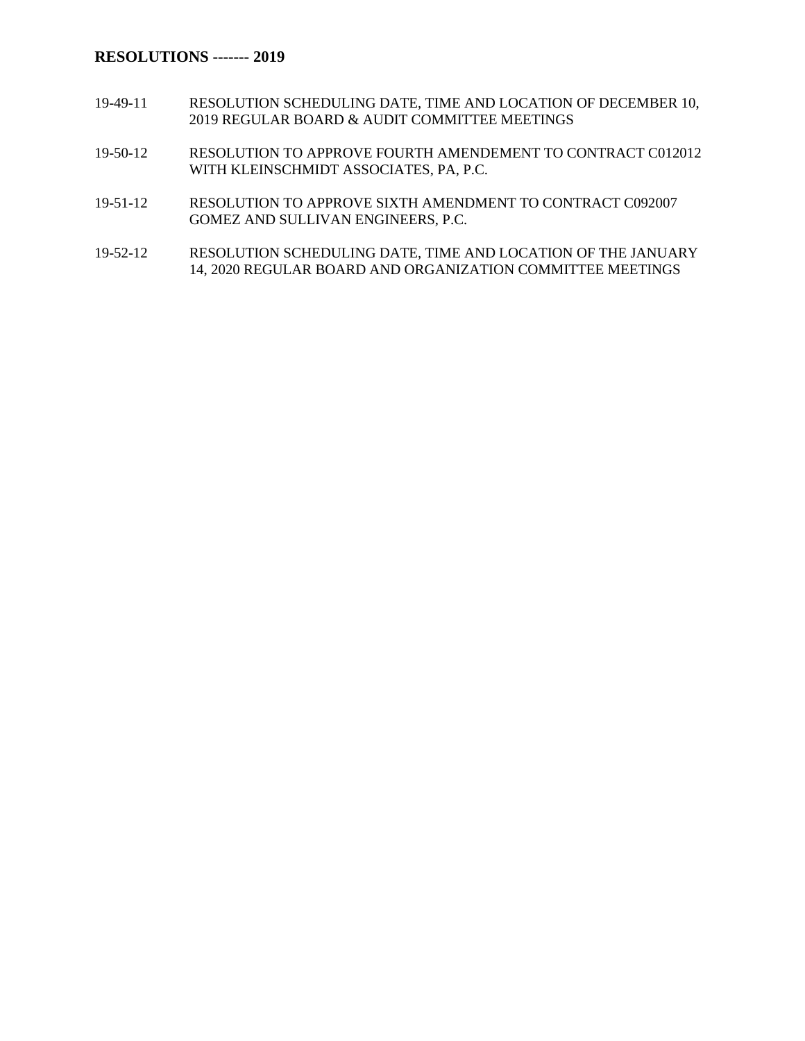**RESOLUTIONS ------- 2019**

| | |
|---|---|
| 19-49-11 | RESOLUTION SCHEDULING DATE, TIME AND LOCATION OF DECEMBER 10, 2019 REGULAR BOARD & AUDIT COMMITTEE MEETINGS |
| 19-50-12 | RESOLUTION TO APPROVE FOURTH AMENDEMENT TO CONTRACT C012012 WITH KLEINSCHMIDT ASSOCIATES, PA, P.C. |
| 19-51-12 | RESOLUTION TO APPROVE SIXTH AMENDMENT TO CONTRACT C092007 GOMEZ AND SULLIVAN ENGINEERS, P.C. |
| 19-52-12 | RESOLUTION SCHEDULING DATE, TIME AND LOCATION OF THE JANUARY 14, 2020 REGULAR BOARD AND ORGANIZATION COMMITTEE MEETINGS |